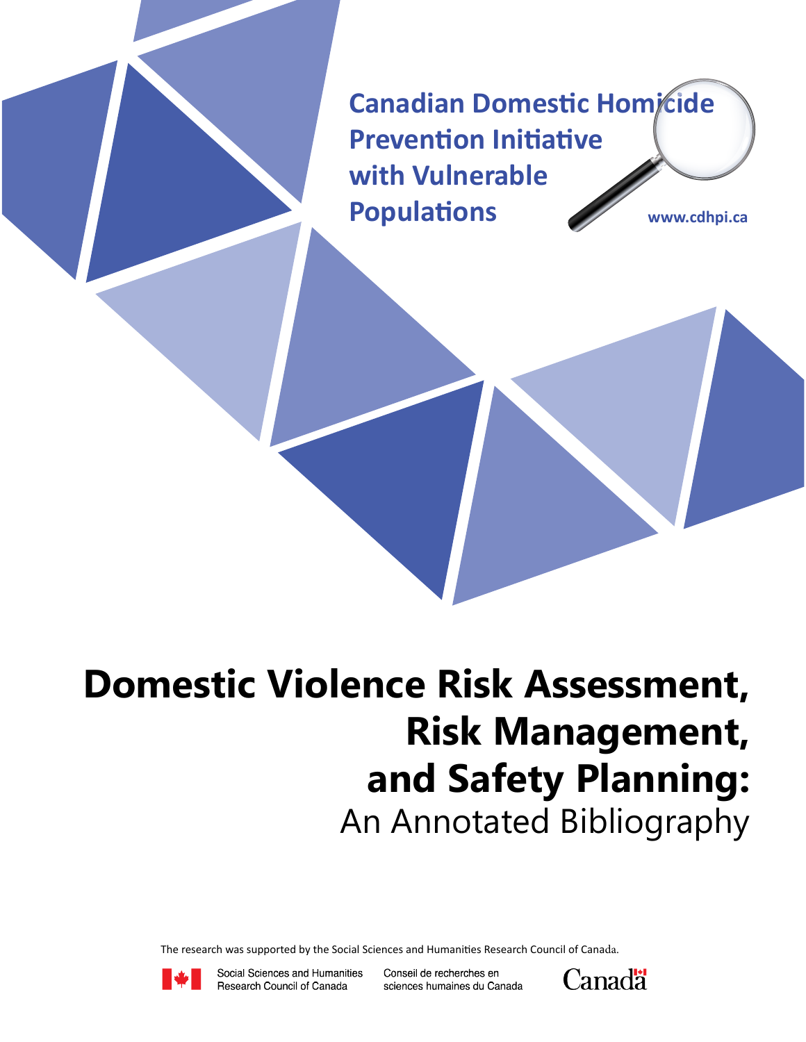Canadian Domestic Homicide Prevention Initiative with Vulnerable Populations

www.cdhpi.ca

# Domestic Violence Risk Assessment, Risk Management, and Safety Planning:

## An Annotated Bibliography

The research was supported by the Social Sciences and Humanities Research Council of Canada.

Social Sciences and Humanities Research Council of Canada

Conseil de recherches en sciences humaines du Canada

Canada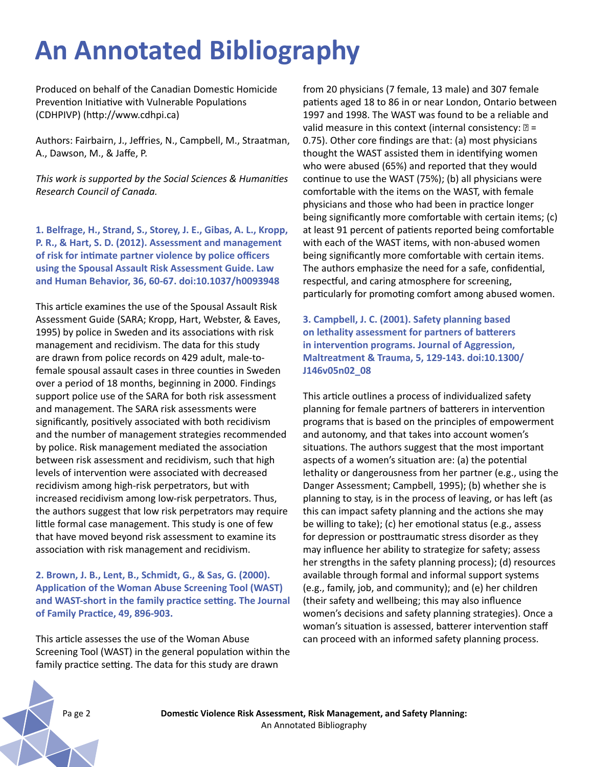# An Annotated Bibliography

Produced on behalf of the Canadian Domestic Homicide Prevention Initiative with Vulnerable Populations (CDHPIVP) (http://www.cdhpi.ca)

Authors: Fairbairn, J., Jeffries, N., Campbell, M., Straatman, A., Dawson, M., & Jaffe, P.

*This work is supported by the Social Sciences & Humanities Research Council of Canada.*

### 1. Belfrage, H., Strand, S., Storey, J. E., Gibas, A. L., Kropp, P. R., & Hart, S. D. (2012). Assessment and management of risk for intimate partner violence by police officers using the Spousal Assault Risk Assessment Guide. Law and Human Behavior, 36, 60-67. doi:10.1037/h0093948

This article examines the use of the Spousal Assault Risk Assessment Guide (SARA; Kropp, Hart, Webster, & Eaves, 1995) by police in Sweden and its associations with risk management and recidivism. The data for this study are drawn from police records on 429 adult, male-to-female spousal assault cases in three counties in Sweden over a period of 18 months, beginning in 2000. Findings support police use of the SARA for both risk assessment and management. The SARA risk assessments were significantly, positively associated with both recidivism and the number of management strategies recommended by police. Risk management mediated the association between risk assessment and recidivism, such that high levels of intervention were associated with decreased recidivism among high-risk perpetrators, but with increased recidivism among low-risk perpetrators. Thus, the authors suggest that low risk perpetrators may require little formal case management. This study is one of few that have moved beyond risk assessment to examine its association with risk management and recidivism.

### 2. Brown, J. B., Lent, B., Schmidt, G., & Sas, G. (2000). Application of the Woman Abuse Screening Tool (WAST) and WAST-short in the family practice setting. The Journal of Family Practice, 49, 896-903.

This article assesses the use of the Woman Abuse Screening Tool (WAST) in the general population within the family practice setting. The data for this study are drawn from 20 physicians (7 female, 13 male) and 307 female patients aged 18 to 86 in or near London, Ontario between 1997 and 1998. The WAST was found to be a reliable and valid measure in this context (internal consistency: $\alpha$ = 0.75). Other core findings are that: (a) most physicians thought the WAST assisted them in identifying women who were abused (65%) and reported that they would continue to use the WAST (75%); (b) all physicians were comfortable with the items on the WAST, with female physicians and those who had been in practice longer being significantly more comfortable with certain items; (c) at least 91 percent of patients reported being comfortable with each of the WAST items, with non-abused women being significantly more comfortable with certain items. The authors emphasize the need for a safe, confidential, respectful, and caring atmosphere for screening, particularly for promoting comfort among abused women.

### 3. Campbell, J. C. (2001). Safety planning based on lethality assessment for partners of batterers in intervention programs. Journal of Aggression, Maltreatment & Trauma, 5, 129-143. doi:10.1300/J146v05n02_08

This article outlines a process of individualized safety planning for female partners of batterers in intervention programs that is based on the principles of empowerment and autonomy, and that takes into account women's situations. The authors suggest that the most important aspects of a women's situation are: (a) the potential lethality or dangerousness from her partner (e.g., using the Danger Assessment; Campbell, 1995); (b) whether she is planning to stay, is in the process of leaving, or has left (as this can impact safety planning and the actions she may be willing to take); (c) her emotional status (e.g., assess for depression or posttraumatic stress disorder as they may influence her ability to strategize for safety; assess her strengths in the safety planning process); (d) resources available through formal and informal support systems (e.g., family, job, and community); and (e) her children (their safety and wellbeing; this may also influence women's decisions and safety planning strategies). Once a woman's situation is assessed, batterer intervention staff can proceed with an informed safety planning process.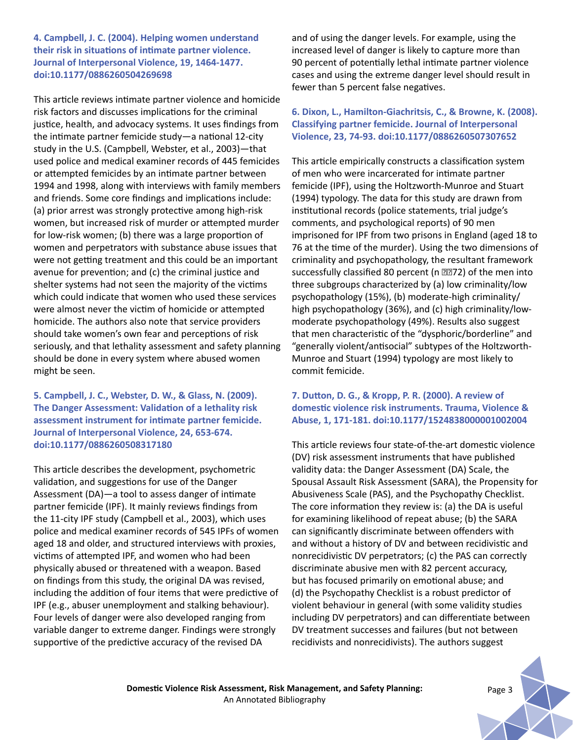**4. Campbell, J. C. (2004). Helping women understand their risk in situations of intimate partner violence. Journal of Interpersonal Violence, 19, 1464-1477. doi:10.1177/0886260504269698**

This article reviews intimate partner violence and homicide risk factors and discusses implications for the criminal justice, health, and advocacy systems. It uses findings from the intimate partner femicide study—a national 12-city study in the U.S. (Campbell, Webster, et al., 2003)—that used police and medical examiner records of 445 femicides or attempted femicides by an intimate partner between 1994 and 1998, along with interviews with family members and friends. Some core findings and implications include: (a) prior arrest was strongly protective among high-risk women, but increased risk of murder or attempted murder for low-risk women; (b) there was a large proportion of women and perpetrators with substance abuse issues that were not getting treatment and this could be an important avenue for prevention; and (c) the criminal justice and shelter systems had not seen the majority of the victims which could indicate that women who used these services were almost never the victim of homicide or attempted homicide. The authors also note that service providers should take women's own fear and perceptions of risk seriously, and that lethality assessment and safety planning should be done in every system where abused women might be seen.

**5. Campbell, J. C., Webster, D. W., & Glass, N. (2009). The Danger Assessment: Validation of a lethality risk assessment instrument for intimate partner femicide. Journal of Interpersonal Violence, 24, 653-674. doi:10.1177/0886260508317180**

This article describes the development, psychometric validation, and suggestions for use of the Danger Assessment (DA)—a tool to assess danger of intimate partner femicide (IPF). It mainly reviews findings from the 11-city IPF study (Campbell et al., 2003), which uses police and medical examiner records of 545 IPFs of women aged 18 and older, and structured interviews with proxies, victims of attempted IPF, and women who had been physically abused or threatened with a weapon. Based on findings from this study, the original DA was revised, including the addition of four items that were predictive of IPF (e.g., abuser unemployment and stalking behaviour). Four levels of danger were also developed ranging from variable danger to extreme danger. Findings were strongly supportive of the predictive accuracy of the revised DA and of using the danger levels. For example, using the increased level of danger is likely to capture more than 90 percent of potentially lethal intimate partner violence cases and using the extreme danger level should result in fewer than 5 percent false negatives.

**6. Dixon, L., Hamilton-Giachritsis, C., & Browne, K. (2008). Classifying partner femicide. Journal of Interpersonal Violence, 23, 74-93. doi:10.1177/0886260507307652**

This article empirically constructs a classification system of men who were incarcerated for intimate partner femicide (IPF), using the Holtzworth-Munroe and Stuart (1994) typology. The data for this study are drawn from institutional records (police statements, trial judge's comments, and psychological reports) of 90 men imprisoned for IPF from two prisons in England (aged 18 to 76 at the time of the murder). Using the two dimensions of criminality and psychopathology, the resultant framework successfully classified 80 percent (n = 72) of the men into three subgroups characterized by (a) low criminality/low psychopathology (15%), (b) moderate-high criminality/high psychopathology (36%), and (c) high criminality/low-moderate psychopathology (49%). Results also suggest that men characteristic of the "dysphoric/borderline" and "generally violent/antisocial" subtypes of the Holtzworth-Munroe and Stuart (1994) typology are most likely to commit femicide.

**7. Dutton, D. G., & Kropp, P. R. (2000). A review of domestic violence risk instruments. Trauma, Violence & Abuse, 1, 171-181. doi:10.1177/1524838000001002004**

This article reviews four state-of-the-art domestic violence (DV) risk assessment instruments that have published validity data: the Danger Assessment (DA) Scale, the Spousal Assault Risk Assessment (SARA), the Propensity for Abusiveness Scale (PAS), and the Psychopathy Checklist. The core information they review is: (a) the DA is useful for examining likelihood of repeat abuse; (b) the SARA can significantly discriminate between offenders with and without a history of DV and between recidivistic and nonrecidivistic DV perpetrators; (c) the PAS can correctly discriminate abusive men with 82 percent accuracy, but has focused primarily on emotional abuse; and (d) the Psychopathy Checklist is a robust predictor of violent behaviour in general (with some validity studies including DV perpetrators) and can differentiate between DV treatment successes and failures (but not between recidivists and nonrecidivists). The authors suggest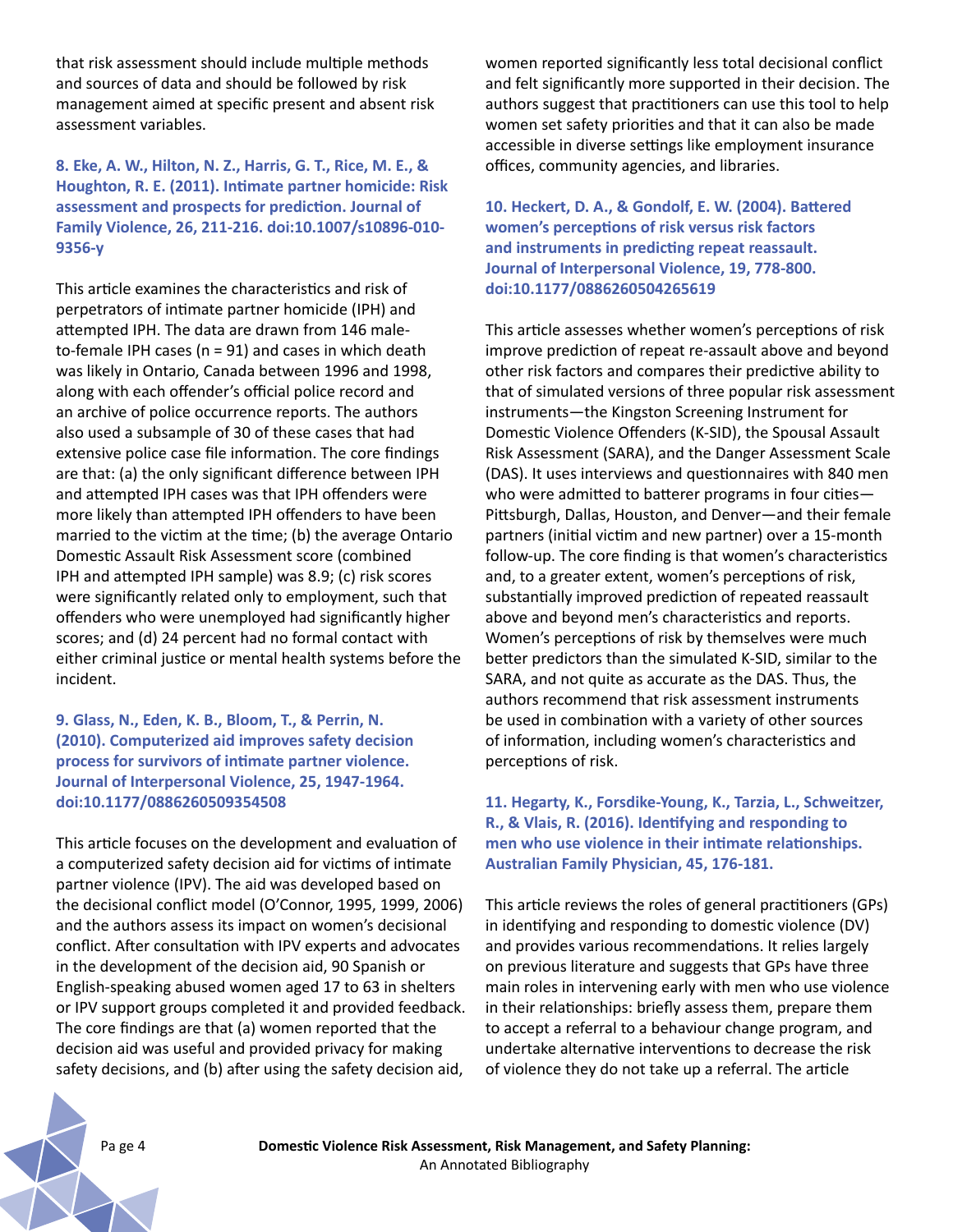that risk assessment should include multiple methods and sources of data and should be followed by risk management aimed at specific present and absent risk assessment variables.

**8. Eke, A. W., Hilton, N. Z., Harris, G. T., Rice, M. E., & Houghton, R. E. (2011). Intimate partner homicide: Risk assessment and prospects for prediction. Journal of Family Violence, 26, 211-216. doi:10.1007/s10896-010-9356-y**

This article examines the characteristics and risk of perpetrators of intimate partner homicide (IPH) and attempted IPH. The data are drawn from 146 male-to-female IPH cases (n = 91) and cases in which death was likely in Ontario, Canada between 1996 and 1998, along with each offender's official police record and an archive of police occurrence reports. The authors also used a subsample of 30 of these cases that had extensive police case file information. The core findings are that: (a) the only significant difference between IPH and attempted IPH cases was that IPH offenders were more likely than attempted IPH offenders to have been married to the victim at the time; (b) the average Ontario Domestic Assault Risk Assessment score (combined IPH and attempted IPH sample) was 8.9; (c) risk scores were significantly related only to employment, such that offenders who were unemployed had significantly higher scores; and (d) 24 percent had no formal contact with either criminal justice or mental health systems before the incident.

**9. Glass, N., Eden, K. B., Bloom, T., & Perrin, N. (2010). Computerized aid improves safety decision process for survivors of intimate partner violence. Journal of Interpersonal Violence, 25, 1947-1964. doi:10.1177/0886260509354508**

This article focuses on the development and evaluation of a computerized safety decision aid for victims of intimate partner violence (IPV). The aid was developed based on the decisional conflict model (O'Connor, 1995, 1999, 2006) and the authors assess its impact on women's decisional conflict. After consultation with IPV experts and advocates in the development of the decision aid, 90 Spanish or English-speaking abused women aged 17 to 63 in shelters or IPV support groups completed it and provided feedback. The core findings are that (a) women reported that the decision aid was useful and provided privacy for making safety decisions, and (b) after using the safety decision aid, women reported significantly less total decisional conflict and felt significantly more supported in their decision. The authors suggest that practitioners can use this tool to help women set safety priorities and that it can also be made accessible in diverse settings like employment insurance offices, community agencies, and libraries.

**10. Heckert, D. A., & Gondolf, E. W. (2004). Battered women's perceptions of risk versus risk factors and instruments in predicting repeat reassault. Journal of Interpersonal Violence, 19, 778-800. doi:10.1177/0886260504265619**

This article assesses whether women's perceptions of risk improve prediction of repeat re-assault above and beyond other risk factors and compares their predictive ability to that of simulated versions of three popular risk assessment instruments—the Kingston Screening Instrument for Domestic Violence Offenders (K-SID), the Spousal Assault Risk Assessment (SARA), and the Danger Assessment Scale (DAS). It uses interviews and questionnaires with 840 men who were admitted to batterer programs in four cities—Pittsburgh, Dallas, Houston, and Denver—and their female partners (initial victim and new partner) over a 15-month follow-up. The core finding is that women's characteristics and, to a greater extent, women's perceptions of risk, substantially improved prediction of repeated reassault above and beyond men's characteristics and reports. Women's perceptions of risk by themselves were much better predictors than the simulated K-SID, similar to the SARA, and not quite as accurate as the DAS. Thus, the authors recommend that risk assessment instruments be used in combination with a variety of other sources of information, including women's characteristics and perceptions of risk.

**11. Hegarty, K., Forsdike-Young, K., Tarzia, L., Schweitzer, R., & Vlais, R. (2016). Identifying and responding to men who use violence in their intimate relationships. Australian Family Physician, 45, 176-181.**

This article reviews the roles of general practitioners (GPs) in identifying and responding to domestic violence (DV) and provides various recommendations. It relies largely on previous literature and suggests that GPs have three main roles in intervening early with men who use violence in their relationships: briefly assess them, prepare them to accept a referral to a behaviour change program, and undertake alternative interventions to decrease the risk of violence they do not take up a referral. The article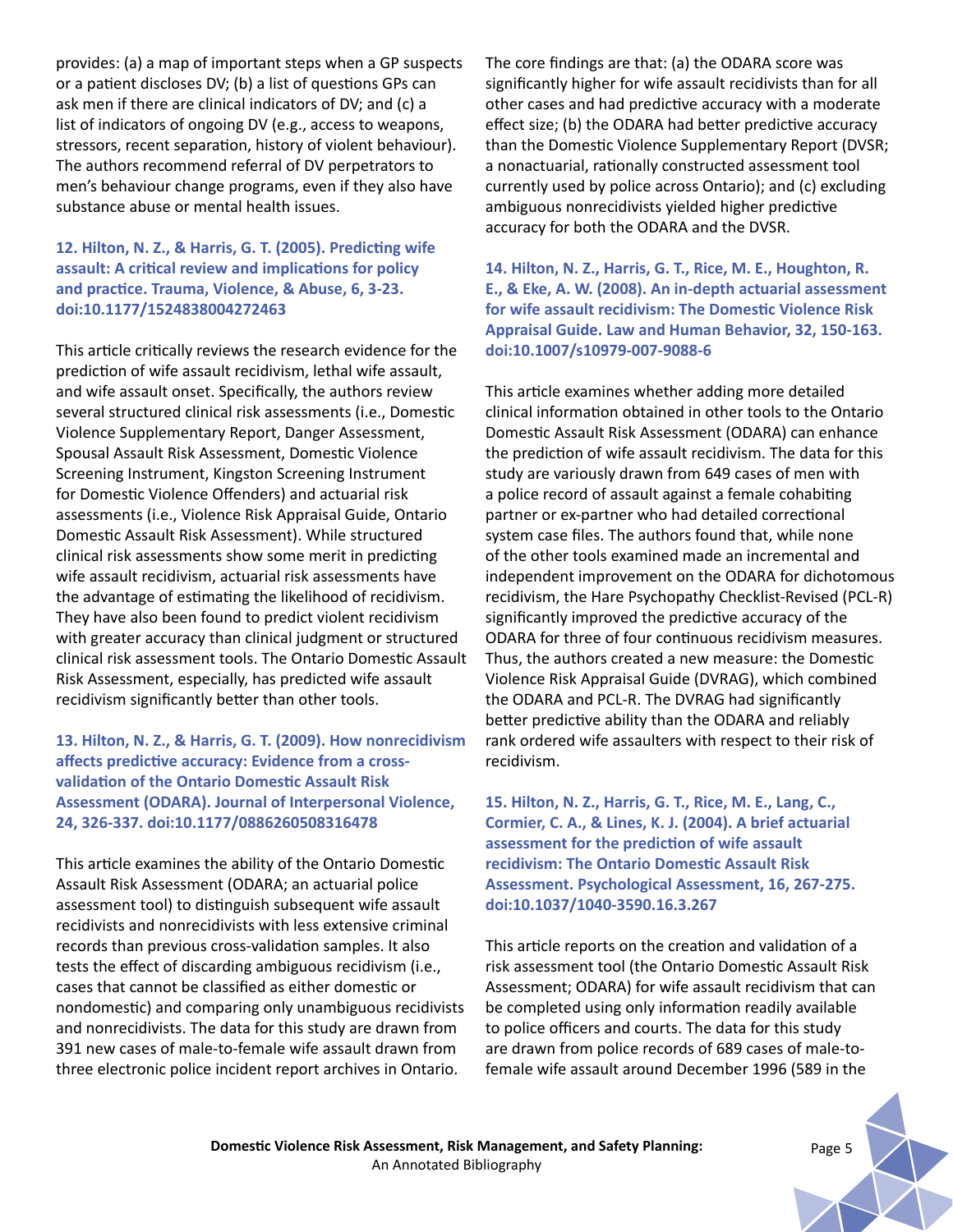provides: (a) a map of important steps when a GP suspects or a patient discloses DV; (b) a list of questions GPs can ask men if there are clinical indicators of DV; and (c) a list of indicators of ongoing DV (e.g., access to weapons, stressors, recent separation, history of violent behaviour). The authors recommend referral of DV perpetrators to men's behaviour change programs, even if they also have substance abuse or mental health issues.

### 12. Hilton, N. Z., & Harris, G. T. (2005). Predicting wife assault: A critical review and implications for policy and practice. Trauma, Violence, & Abuse, 6, 3-23. doi:10.1177/1524838004272463

This article critically reviews the research evidence for the prediction of wife assault recidivism, lethal wife assault, and wife assault onset. Specifically, the authors review several structured clinical risk assessments (i.e., Domestic Violence Supplementary Report, Danger Assessment, Spousal Assault Risk Assessment, Domestic Violence Screening Instrument, Kingston Screening Instrument for Domestic Violence Offenders) and actuarial risk assessments (i.e., Violence Risk Appraisal Guide, Ontario Domestic Assault Risk Assessment). While structured clinical risk assessments show some merit in predicting wife assault recidivism, actuarial risk assessments have the advantage of estimating the likelihood of recidivism. They have also been found to predict violent recidivism with greater accuracy than clinical judgment or structured clinical risk assessment tools. The Ontario Domestic Assault Risk Assessment, especially, has predicted wife assault recidivism significantly better than other tools.

### 13. Hilton, N. Z., & Harris, G. T. (2009). How nonrecidivism affects predictive accuracy: Evidence from a cross-validation of the Ontario Domestic Assault Risk Assessment (ODARA). Journal of Interpersonal Violence, 24, 326-337. doi:10.1177/0886260508316478

This article examines the ability of the Ontario Domestic Assault Risk Assessment (ODARA; an actuarial police assessment tool) to distinguish subsequent wife assault recidivists and nonrecidivists with less extensive criminal records than previous cross-validation samples. It also tests the effect of discarding ambiguous recidivism (i.e., cases that cannot be classified as either domestic or nondomestic) and comparing only unambiguous recidivists and nonrecidivists. The data for this study are drawn from 391 new cases of male-to-female wife assault drawn from three electronic police incident report archives in Ontario.

The core findings are that: (a) the ODARA score was significantly higher for wife assault recidivists than for all other cases and had predictive accuracy with a moderate effect size; (b) the ODARA had better predictive accuracy than the Domestic Violence Supplementary Report (DVSR; a nonactuarial, rationally constructed assessment tool currently used by police across Ontario); and (c) excluding ambiguous nonrecidivists yielded higher predictive accuracy for both the ODARA and the DVSR.

### 14. Hilton, N. Z., Harris, G. T., Rice, M. E., Houghton, R. E., & Eke, A. W. (2008). An in-depth actuarial assessment for wife assault recidivism: The Domestic Violence Risk Appraisal Guide. Law and Human Behavior, 32, 150-163. doi:10.1007/s10979-007-9088-6

This article examines whether adding more detailed clinical information obtained in other tools to the Ontario Domestic Assault Risk Assessment (ODARA) can enhance the prediction of wife assault recidivism. The data for this study are variously drawn from 649 cases of men with a police record of assault against a female cohabiting partner or ex-partner who had detailed correctional system case files. The authors found that, while none of the other tools examined made an incremental and independent improvement on the ODARA for dichotomous recidivism, the Hare Psychopathy Checklist-Revised (PCL-R) significantly improved the predictive accuracy of the ODARA for three of four continuous recidivism measures. Thus, the authors created a new measure: the Domestic Violence Risk Appraisal Guide (DVRAG), which combined the ODARA and PCL-R. The DVRAG had significantly better predictive ability than the ODARA and reliably rank ordered wife assaulters with respect to their risk of recidivism.

### 15. Hilton, N. Z., Harris, G. T., Rice, M. E., Lang, C., Cormier, C. A., & Lines, K. J. (2004). A brief actuarial assessment for the prediction of wife assault recidivism: The Ontario Domestic Assault Risk Assessment. Psychological Assessment, 16, 267-275. doi:10.1037/1040-3590.16.3.267

This article reports on the creation and validation of a risk assessment tool (the Ontario Domestic Assault Risk Assessment; ODARA) for wife assault recidivism that can be completed using only information readily available to police officers and courts. The data for this study are drawn from police records of 689 cases of male-to-female wife assault around December 1996 (589 in the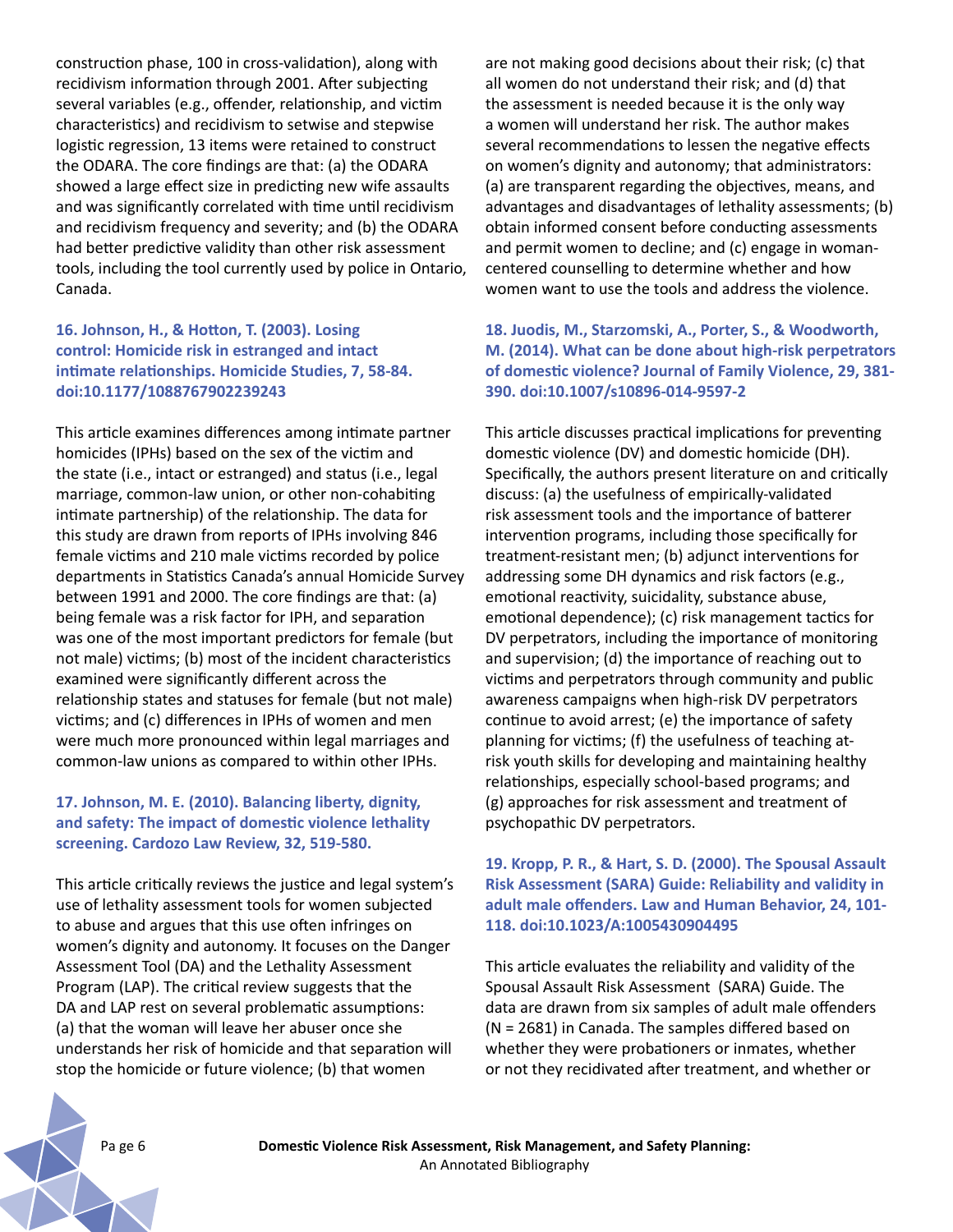construction phase, 100 in cross-validation), along with recidivism information through 2001. After subjecting several variables (e.g., offender, relationship, and victim characteristics) and recidivism to setwise and stepwise logistic regression, 13 items were retained to construct the ODARA. The core findings are that: (a) the ODARA showed a large effect size in predicting new wife assaults and was significantly correlated with time until recidivism and recidivism frequency and severity; and (b) the ODARA had better predictive validity than other risk assessment tools, including the tool currently used by police in Ontario, Canada.

### 16. Johnson, H., & Hotton, T. (2003). Losing control: Homicide risk in estranged and intact intimate relationships. Homicide Studies, 7, 58-84. doi:10.1177/1088767902239243

This article examines differences among intimate partner homicides (IPHs) based on the sex of the victim and the state (i.e., intact or estranged) and status (i.e., legal marriage, common-law union, or other non-cohabiting intimate partnership) of the relationship. The data for this study are drawn from reports of IPHs involving 846 female victims and 210 male victims recorded by police departments in Statistics Canada's annual Homicide Survey between 1991 and 2000. The core findings are that: (a) being female was a risk factor for IPH, and separation was one of the most important predictors for female (but not male) victims; (b) most of the incident characteristics examined were significantly different across the relationship states and statuses for female (but not male) victims; and (c) differences in IPHs of women and men were much more pronounced within legal marriages and common-law unions as compared to within other IPHs.

### 17. Johnson, M. E. (2010). Balancing liberty, dignity, and safety: The impact of domestic violence lethality screening. Cardozo Law Review, 32, 519-580.

This article critically reviews the justice and legal system's use of lethality assessment tools for women subjected to abuse and argues that this use often infringes on women's dignity and autonomy. It focuses on the Danger Assessment Tool (DA) and the Lethality Assessment Program (LAP). The critical review suggests that the DA and LAP rest on several problematic assumptions: (a) that the woman will leave her abuser once she understands her risk of homicide and that separation will stop the homicide or future violence; (b) that women are not making good decisions about their risk; (c) that all women do not understand their risk; and (d) that the assessment is needed because it is the only way a women will understand her risk. The author makes several recommendations to lessen the negative effects on women's dignity and autonomy; that administrators: (a) are transparent regarding the objectives, means, and advantages and disadvantages of lethality assessments; (b) obtain informed consent before conducting assessments and permit women to decline; and (c) engage in woman-centered counselling to determine whether and how women want to use the tools and address the violence.

### 18. Juodis, M., Starzomski, A., Porter, S., & Woodworth, M. (2014). What can be done about high-risk perpetrators of domestic violence? Journal of Family Violence, 29, 381-390. doi:10.1007/s10896-014-9597-2

This article discusses practical implications for preventing domestic violence (DV) and domestic homicide (DH). Specifically, the authors present literature on and critically discuss: (a) the usefulness of empirically-validated risk assessment tools and the importance of batterer intervention programs, including those specifically for treatment-resistant men; (b) adjunct interventions for addressing some DH dynamics and risk factors (e.g., emotional reactivity, suicidality, substance abuse, emotional dependence); (c) risk management tactics for DV perpetrators, including the importance of monitoring and supervision; (d) the importance of reaching out to victims and perpetrators through community and public awareness campaigns when high-risk DV perpetrators continue to avoid arrest; (e) the importance of safety planning for victims; (f) the usefulness of teaching at-risk youth skills for developing and maintaining healthy relationships, especially school-based programs; and (g) approaches for risk assessment and treatment of psychopathic DV perpetrators.

### 19. Kropp, P. R., & Hart, S. D. (2000). The Spousal Assault Risk Assessment (SARA) Guide: Reliability and validity in adult male offenders. Law and Human Behavior, 24, 101-118. doi:10.1023/A:1005430904495

This article evaluates the reliability and validity of the Spousal Assault Risk Assessment (SARA) Guide. The data are drawn from six samples of adult male offenders (N = 2681) in Canada. The samples differed based on whether they were probationers or inmates, whether or not they recidivated after treatment, and whether or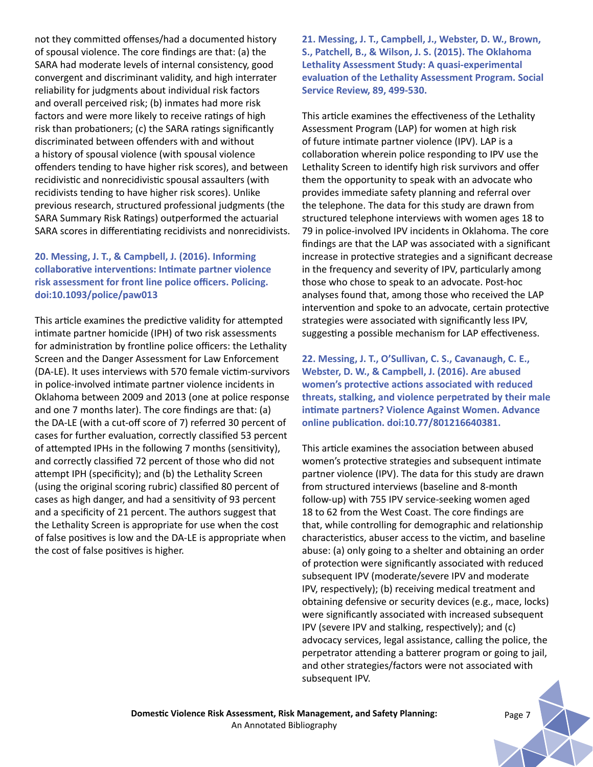not they committed offenses/had a documented history of spousal violence. The core findings are that: (a) the SARA had moderate levels of internal consistency, good convergent and discriminant validity, and high interrater reliability for judgments about individual risk factors and overall perceived risk; (b) inmates had more risk factors and were more likely to receive ratings of high risk than probationers; (c) the SARA ratings significantly discriminated between offenders with and without a history of spousal violence (with spousal violence offenders tending to have higher risk scores), and between recidivistic and nonrecidivistic spousal assaulters (with recidivists tending to have higher risk scores). Unlike previous research, structured professional judgments (the SARA Summary Risk Ratings) outperformed the actuarial SARA scores in differentiating recidivists and nonrecidivists.

**20. Messing, J. T., & Campbell, J. (2016). Informing collaborative interventions: Intimate partner violence risk assessment for front line police officers. Policing. doi:10.1093/police/paw013**

This article examines the predictive validity for attempted intimate partner homicide (IPH) of two risk assessments for administration by frontline police officers: the Lethality Screen and the Danger Assessment for Law Enforcement (DA-LE). It uses interviews with 570 female victim-survivors in police-involved intimate partner violence incidents in Oklahoma between 2009 and 2013 (one at police response and one 7 months later). The core findings are that: (a) the DA-LE (with a cut-off score of 7) referred 30 percent of cases for further evaluation, correctly classified 53 percent of attempted IPHs in the following 7 months (sensitivity), and correctly classified 72 percent of those who did not attempt IPH (specificity); and (b) the Lethality Screen (using the original scoring rubric) classified 80 percent of cases as high danger, and had a sensitivity of 93 percent and a specificity of 21 percent. The authors suggest that the Lethality Screen is appropriate for use when the cost of false positives is low and the DA-LE is appropriate when the cost of false positives is higher.

**21. Messing, J. T., Campbell, J., Webster, D. W., Brown, S., Patchell, B., & Wilson, J. S. (2015). The Oklahoma Lethality Assessment Study: A quasi-experimental evaluation of the Lethality Assessment Program. Social Service Review, 89, 499-530.**

This article examines the effectiveness of the Lethality Assessment Program (LAP) for women at high risk of future intimate partner violence (IPV). LAP is a collaboration wherein police responding to IPV use the Lethality Screen to identify high risk survivors and offer them the opportunity to speak with an advocate who provides immediate safety planning and referral over the telephone. The data for this study are drawn from structured telephone interviews with women ages 18 to 79 in police-involved IPV incidents in Oklahoma. The core findings are that the LAP was associated with a significant increase in protective strategies and a significant decrease in the frequency and severity of IPV, particularly among those who chose to speak to an advocate. Post-hoc analyses found that, among those who received the LAP intervention and spoke to an advocate, certain protective strategies were associated with significantly less IPV, suggesting a possible mechanism for LAP effectiveness.

**22. Messing, J. T., O'Sullivan, C. S., Cavanaugh, C. E., Webster, D. W., & Campbell, J. (2016). Are abused women's protective actions associated with reduced threats, stalking, and violence perpetrated by their male intimate partners? Violence Against Women. Advance online publication. doi:10.77/801216640381.**

This article examines the association between abused women's protective strategies and subsequent intimate partner violence (IPV). The data for this study are drawn from structured interviews (baseline and 8-month follow-up) with 755 IPV service-seeking women aged 18 to 62 from the West Coast. The core findings are that, while controlling for demographic and relationship characteristics, abuser access to the victim, and baseline abuse: (a) only going to a shelter and obtaining an order of protection were significantly associated with reduced subsequent IPV (moderate/severe IPV and moderate IPV, respectively); (b) receiving medical treatment and obtaining defensive or security devices (e.g., mace, locks) were significantly associated with increased subsequent IPV (severe IPV and stalking, respectively); and (c) advocacy services, legal assistance, calling the police, the perpetrator attending a batterer program or going to jail, and other strategies/factors were not associated with subsequent IPV.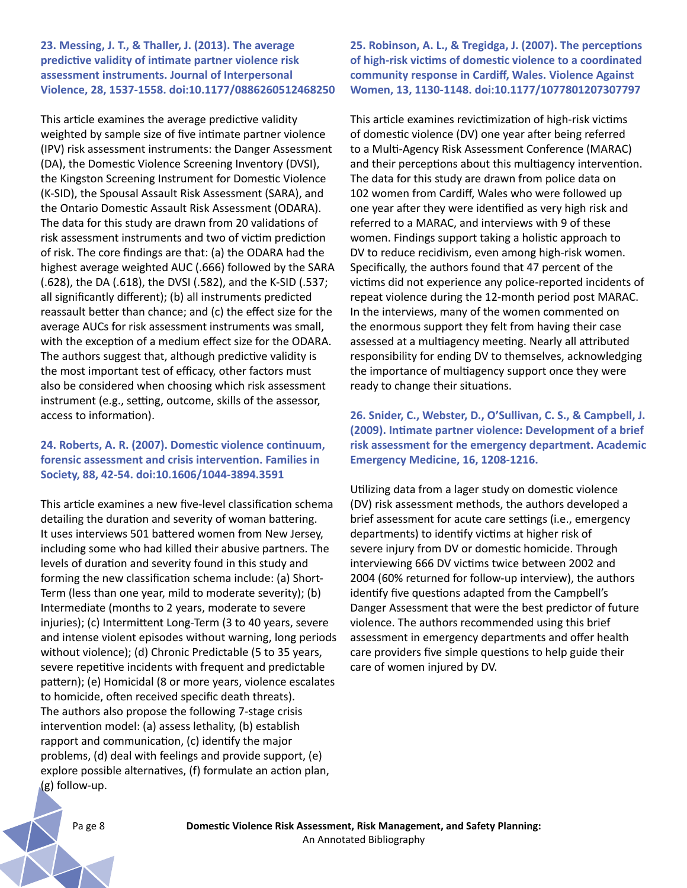**23. Messing, J. T., & Thaller, J. (2013). The average predictive validity of intimate partner violence risk assessment instruments. Journal of Interpersonal Violence, 28, 1537-1558. doi:10.1177/0886260512468250**

This article examines the average predictive validity weighted by sample size of five intimate partner violence (IPV) risk assessment instruments: the Danger Assessment (DA), the Domestic Violence Screening Inventory (DVSI), the Kingston Screening Instrument for Domestic Violence (K-SID), the Spousal Assault Risk Assessment (SARA), and the Ontario Domestic Assault Risk Assessment (ODARA). The data for this study are drawn from 20 validations of risk assessment instruments and two of victim prediction of risk. The core findings are that: (a) the ODARA had the highest average weighted AUC (.666) followed by the SARA (.628), the DA (.618), the DVSI (.582), and the K-SID (.537; all significantly different); (b) all instruments predicted reassault better than chance; and (c) the effect size for the average AUCs for risk assessment instruments was small, with the exception of a medium effect size for the ODARA. The authors suggest that, although predictive validity is the most important test of efficacy, other factors must also be considered when choosing which risk assessment instrument (e.g., setting, outcome, skills of the assessor, access to information).

**24. Roberts, A. R. (2007). Domestic violence continuum, forensic assessment and crisis intervention. Families in Society, 88, 42-54. doi:10.1606/1044-3894.3591**

This article examines a new five-level classification schema detailing the duration and severity of woman battering. It uses interviews 501 battered women from New Jersey, including some who had killed their abusive partners. The levels of duration and severity found in this study and forming the new classification schema include: (a) Short-Term (less than one year, mild to moderate severity); (b) Intermediate (months to 2 years, moderate to severe injuries); (c) Intermittent Long-Term (3 to 40 years, severe and intense violent episodes without warning, long periods without violence); (d) Chronic Predictable (5 to 35 years, severe repetitive incidents with frequent and predictable pattern); (e) Homicidal (8 or more years, violence escalates to homicide, often received specific death threats). The authors also propose the following 7-stage crisis intervention model: (a) assess lethality, (b) establish rapport and communication, (c) identify the major problems, (d) deal with feelings and provide support, (e) explore possible alternatives, (f) formulate an action plan, (g) follow-up.

**25. Robinson, A. L., & Tregidga, J. (2007). The perceptions of high-risk victims of domestic violence to a coordinated community response in Cardiff, Wales. Violence Against Women, 13, 1130-1148. doi:10.1177/1077801207307797**

This article examines revictimization of high-risk victims of domestic violence (DV) one year after being referred to a Multi-Agency Risk Assessment Conference (MARAC) and their perceptions about this multiagency intervention. The data for this study are drawn from police data on 102 women from Cardiff, Wales who were followed up one year after they were identified as very high risk and referred to a MARAC, and interviews with 9 of these women. Findings support taking a holistic approach to DV to reduce recidivism, even among high-risk women. Specifically, the authors found that 47 percent of the victims did not experience any police-reported incidents of repeat violence during the 12-month period post MARAC. In the interviews, many of the women commented on the enormous support they felt from having their case assessed at a multiagency meeting. Nearly all attributed responsibility for ending DV to themselves, acknowledging the importance of multiagency support once they were ready to change their situations.

**26. Snider, C., Webster, D., O'Sullivan, C. S., & Campbell, J. (2009). Intimate partner violence: Development of a brief risk assessment for the emergency department. Academic Emergency Medicine, 16, 1208-1216.**

Utilizing data from a lager study on domestic violence (DV) risk assessment methods, the authors developed a brief assessment for acute care settings (i.e., emergency departments) to identify victims at higher risk of severe injury from DV or domestic homicide. Through interviewing 666 DV victims twice between 2002 and 2004 (60% returned for follow-up interview), the authors identify five questions adapted from the Campbell's Danger Assessment that were the best predictor of future violence. The authors recommended using this brief assessment in emergency departments and offer health care providers five simple questions to help guide their care of women injured by DV.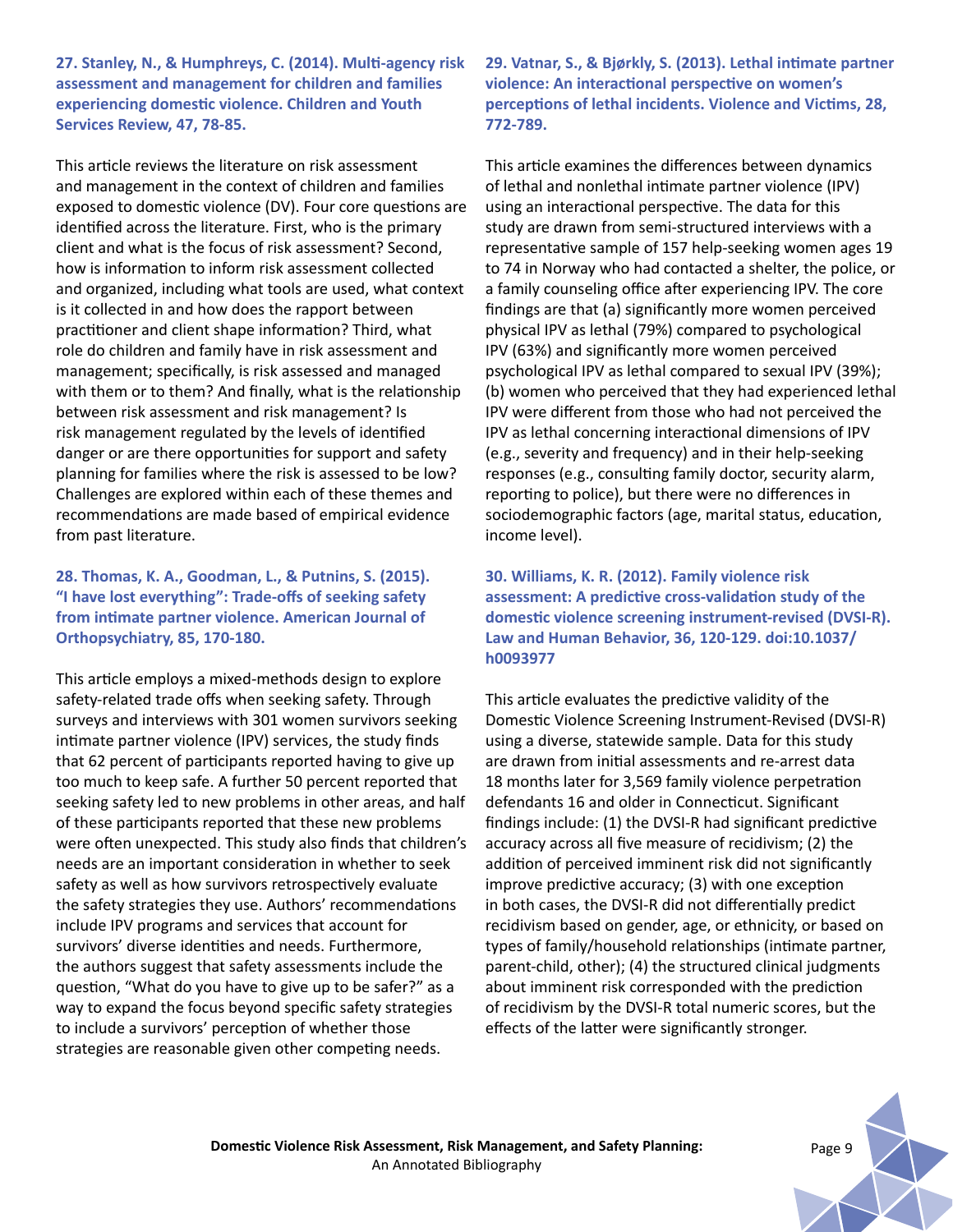**27. Stanley, N., & Humphreys, C. (2014). Multi-agency risk assessment and management for children and families experiencing domestic violence. Children and Youth Services Review, 47, 78-85.**

This article reviews the literature on risk assessment and management in the context of children and families exposed to domestic violence (DV). Four core questions are identified across the literature. First, who is the primary client and what is the focus of risk assessment? Second, how is information to inform risk assessment collected and organized, including what tools are used, what context is it collected in and how does the rapport between practitioner and client shape information? Third, what role do children and family have in risk assessment and management; specifically, is risk assessed and managed with them or to them? And finally, what is the relationship between risk assessment and risk management? Is risk management regulated by the levels of identified danger or are there opportunities for support and safety planning for families where the risk is assessed to be low? Challenges are explored within each of these themes and recommendations are made based of empirical evidence from past literature.

**28. Thomas, K. A., Goodman, L., & Putnins, S. (2015). "I have lost everything": Trade-offs of seeking safety from intimate partner violence. American Journal of Orthopsychiatry, 85, 170-180.**

This article employs a mixed-methods design to explore safety-related trade offs when seeking safety. Through surveys and interviews with 301 women survivors seeking intimate partner violence (IPV) services, the study finds that 62 percent of participants reported having to give up too much to keep safe. A further 50 percent reported that seeking safety led to new problems in other areas, and half of these participants reported that these new problems were often unexpected. This study also finds that children's needs are an important consideration in whether to seek safety as well as how survivors retrospectively evaluate the safety strategies they use. Authors' recommendations include IPV programs and services that account for survivors' diverse identities and needs. Furthermore, the authors suggest that safety assessments include the question, "What do you have to give up to be safer?" as a way to expand the focus beyond specific safety strategies to include a survivors' perception of whether those strategies are reasonable given other competing needs.

**29. Vatnar, S., & Bjørkly, S. (2013). Lethal intimate partner violence: An interactional perspective on women's perceptions of lethal incidents. Violence and Victims, 28, 772-789.**

This article examines the differences between dynamics of lethal and nonlethal intimate partner violence (IPV) using an interactional perspective. The data for this study are drawn from semi-structured interviews with a representative sample of 157 help-seeking women ages 19 to 74 in Norway who had contacted a shelter, the police, or a family counseling office after experiencing IPV. The core findings are that (a) significantly more women perceived physical IPV as lethal (79%) compared to psychological IPV (63%) and significantly more women perceived psychological IPV as lethal compared to sexual IPV (39%); (b) women who perceived that they had experienced lethal IPV were different from those who had not perceived the IPV as lethal concerning interactional dimensions of IPV (e.g., severity and frequency) and in their help-seeking responses (e.g., consulting family doctor, security alarm, reporting to police), but there were no differences in sociodemographic factors (age, marital status, education, income level).

**30. Williams, K. R. (2012). Family violence risk assessment: A predictive cross-validation study of the domestic violence screening instrument-revised (DVSI-R). Law and Human Behavior, 36, 120-129. doi:10.1037/h0093977**

This article evaluates the predictive validity of the Domestic Violence Screening Instrument-Revised (DVSI-R) using a diverse, statewide sample. Data for this study are drawn from initial assessments and re-arrest data 18 months later for 3,569 family violence perpetration defendants 16 and older in Connecticut. Significant findings include: (1) the DVSI-R had significant predictive accuracy across all five measure of recidivism; (2) the addition of perceived imminent risk did not significantly improve predictive accuracy; (3) with one exception in both cases, the DVSI-R did not differentially predict recidivism based on gender, age, or ethnicity, or based on types of family/household relationships (intimate partner, parent-child, other); (4) the structured clinical judgments about imminent risk corresponded with the prediction of recidivism by the DVSI-R total numeric scores, but the effects of the latter were significantly stronger.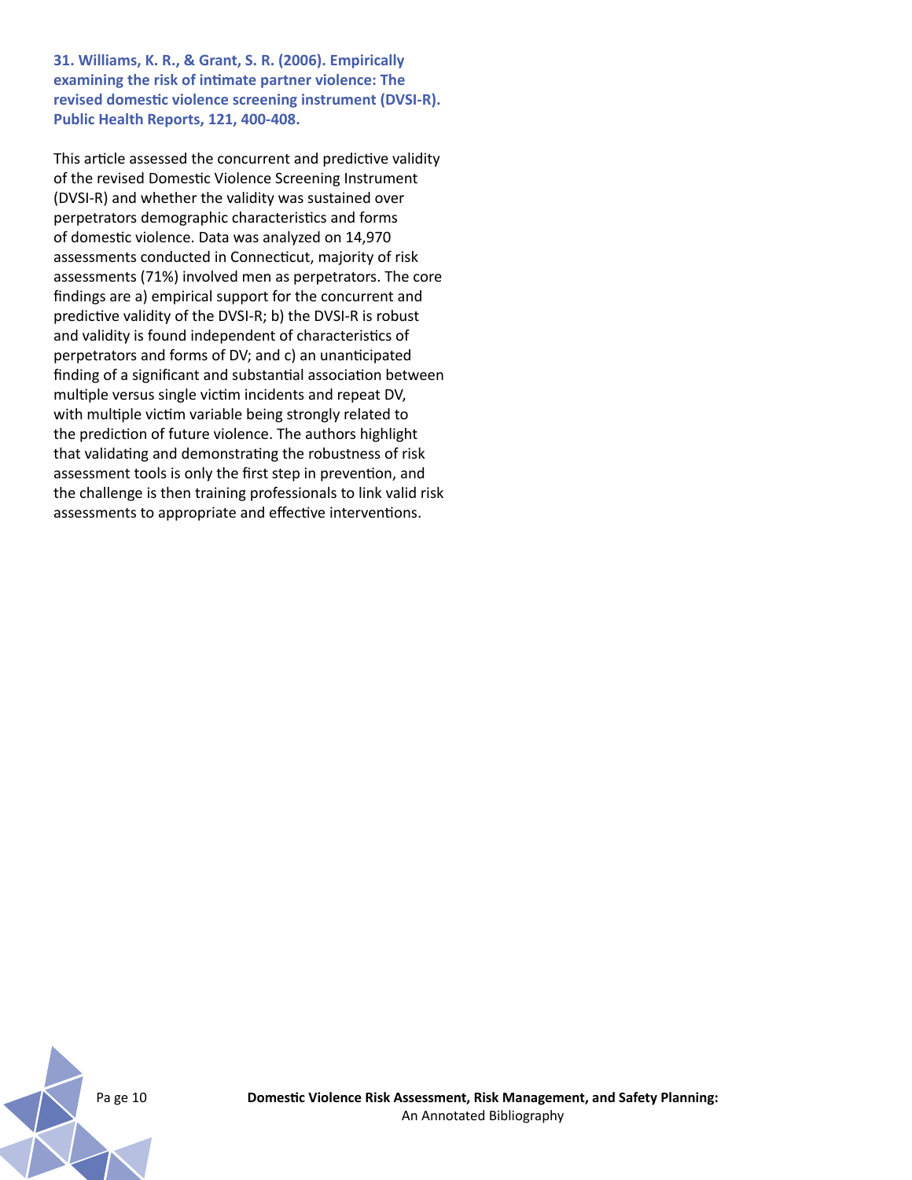**31. Williams, K. R., & Grant, S. R. (2006). Empirically examining the risk of intimate partner violence: The revised domestic violence screening instrument (DVSI-R). Public Health Reports, 121, 400-408.**

This article assessed the concurrent and predictive validity of the revised Domestic Violence Screening Instrument (DVSI-R) and whether the validity was sustained over perpetrators demographic characteristics and forms of domestic violence. Data was analyzed on 14,970 assessments conducted in Connecticut, majority of risk assessments (71%) involved men as perpetrators. The core findings are a) empirical support for the concurrent and predictive validity of the DVSI-R; b) the DVSI-R is robust and validity is found independent of characteristics of perpetrators and forms of DV; and c) an unanticipated finding of a significant and substantial association between multiple versus single victim incidents and repeat DV, with multiple victim variable being strongly related to the prediction of future violence. The authors highlight that validating and demonstrating the robustness of risk assessment tools is only the first step in prevention, and the challenge is then training professionals to link valid risk assessments to appropriate and effective interventions.